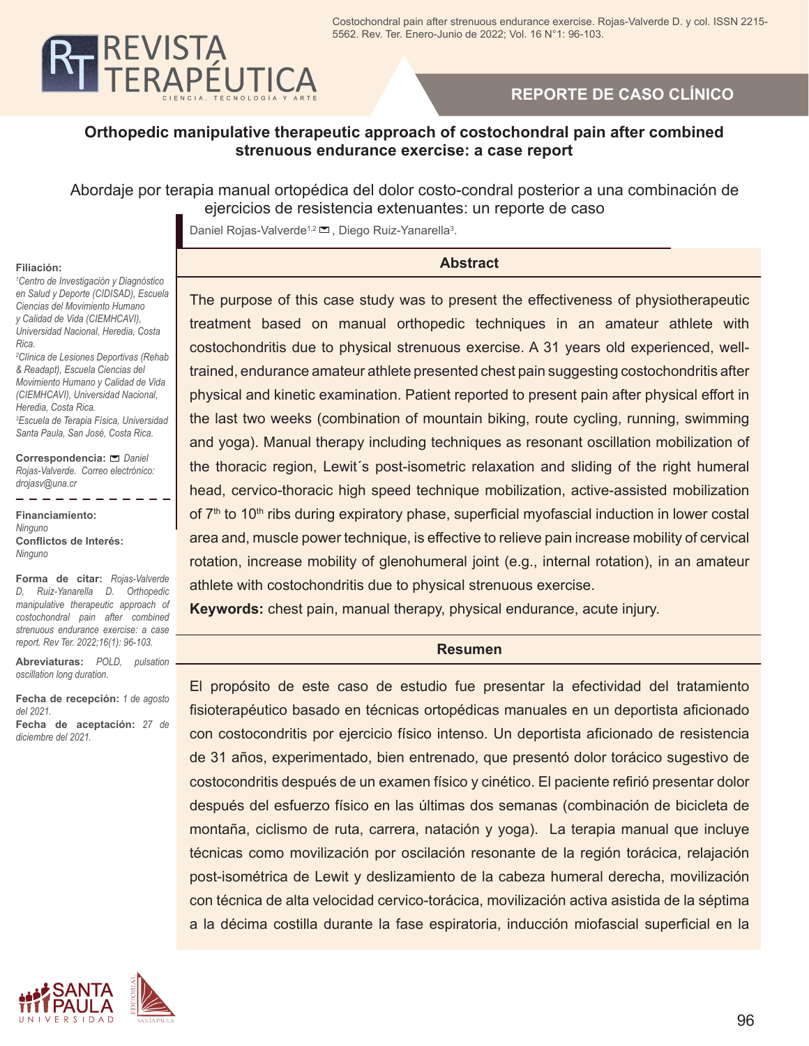REPORTE DE CASO CLÍNICO

# Orthopedic manipulative therapeutic approach of costochondral pain after combined strenuous endurance exercise: a case report

## Abordaje por terapia manual ortopédica del dolor costo-condral posterior a una combinación de ejercicios de resistencia extenuantes: un reporte de caso

Daniel Rojas-Valverde[1,2], Diego Ruiz-Yanarella[3].

**Filiación:**
[1]Centro de Investigación y Diagnóstico en Salud y Deporte (CIDISAD), Escuela Ciencias del Movimiento Humano y Calidad de Vida (CIEMHCAVI), Universidad Nacional, Heredia, Costa Rica.
[2]Clínica de Lesiones Deportivas (Rehab & Readapt), Escuela Ciencias del Movimiento Humano y Calidad de Vida (CIEMHCAVI), Universidad Nacional, Heredia, Costa Rica.
[3]Escuela de Terapia Física, Universidad Santa Paula, San José, Costa Rica.

**Correspondencia:** Daniel Rojas-Valverde. Correo electrónico: drojasv@una.cr

**Financiamiento:** Ninguno
**Conflictos de Interés:** Ninguno

**Forma de citar:** Rojas-Valverde D, Ruiz-Yanarella D. Orthopedic manipulative therapeutic approach of costochondral pain after combined strenuous endurance exercise: a case report. Rev Ter. 2022;16(1): 96-103.

**Abreviaturas:** POLD, pulsation oscillation long duration.

**Fecha de recepción:** 1 de agosto del 2021.
**Fecha de aceptación:** 27 de diciembre del 2021.

### Abstract

The purpose of this case study was to present the effectiveness of physiotherapeutic treatment based on manual orthopedic techniques in an amateur athlete with costochondritis due to physical strenuous exercise. A 31 years old experienced, well-trained, endurance amateur athlete presented chest pain suggesting costochondritis after physical and kinetic examination. Patient reported to present pain after physical effort in the last two weeks (combination of mountain biking, route cycling, running, swimming and yoga). Manual therapy including techniques as resonant oscillation mobilization of the thoracic region, Lewit´s post-isometric relaxation and sliding of the right humeral head, cervico-thoracic high speed technique mobilization, active-assisted mobilization of 7th to 10th ribs during expiratory phase, superficial myofascial induction in lower costal area and, muscle power technique, is effective to relieve pain increase mobility of cervical rotation, increase mobility of glenohumeral joint (e.g., internal rotation), in an amateur athlete with costochondritis due to physical strenuous exercise.

**Keywords:** chest pain, manual therapy, physical endurance, acute injury.

### Resumen

El propósito de este caso de estudio fue presentar la efectividad del tratamiento fisioterapéutico basado en técnicas ortopédicas manuales en un deportista aficionado con costocondritis por ejercicio físico intenso. Un deportista aficionado de resistencia de 31 años, experimentado, bien entrenado, que presentó dolor torácico sugestivo de costocondritis después de un examen físico y cinético. El paciente refirió presentar dolor después del esfuerzo físico en las últimas dos semanas (combinación de bicicleta de montaña, ciclismo de ruta, carrera, natación y yoga). La terapia manual que incluye técnicas como movilización por oscilación resonante de la región torácica, relajación post-isométrica de Lewit y deslizamiento de la cabeza humeral derecha, movilización con técnica de alta velocidad cervico-torácica, movilización activa asistida de la séptima a la décima costilla durante la fase espiratoria, inducción miofascial superficial en la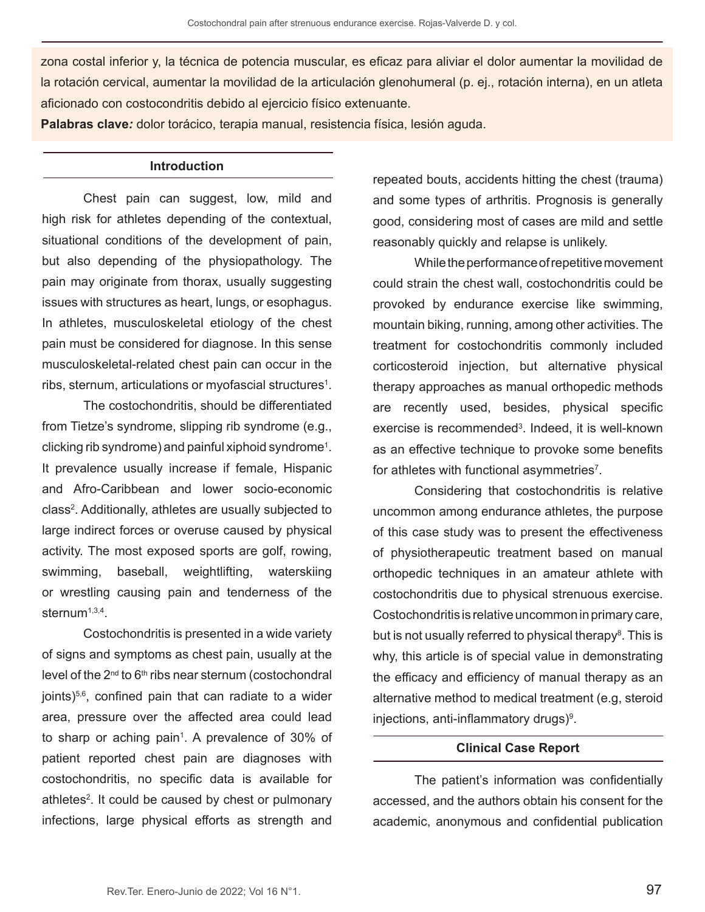zona costal inferior y, la técnica de potencia muscular, es eficaz para aliviar el dolor aumentar la movilidad de la rotación cervical, aumentar la movilidad de la articulación glenohumeral (p. ej., rotación interna), en un atleta aficionado con costocondritis debido al ejercicio físico extenuante.

**Palabras clave*:*** dolor torácico, terapia manual, resistencia física, lesión aguda.

## Introduction

Chest pain can suggest, low, mild and high risk for athletes depending of the contextual, situational conditions of the development of pain, but also depending of the physiopathology. The pain may originate from thorax, usually suggesting issues with structures as heart, lungs, or esophagus. In athletes, musculoskeletal etiology of the chest pain must be considered for diagnose. In this sense musculoskeletal-related chest pain can occur in the ribs, sternum, articulations or myofascial structures[1].

The costochondritis, should be differentiated from Tietze's syndrome, slipping rib syndrome (e.g., clicking rib syndrome) and painful xiphoid syndrome[1]. It prevalence usually increase if female, Hispanic and Afro-Caribbean and lower socio-economic class[2]. Additionally, athletes are usually subjected to large indirect forces or overuse caused by physical activity. The most exposed sports are golf, rowing, swimming, baseball, weightlifting, waterskiing or wrestling causing pain and tenderness of the sternum[1,3,4].

Costochondritis is presented in a wide variety of signs and symptoms as chest pain, usually at the level of the 2nd to 6th ribs near sternum (costochondral joints)[5,6], confined pain that can radiate to a wider area, pressure over the affected area could lead to sharp or aching pain[1]. A prevalence of 30% of patient reported chest pain are diagnoses with costochondritis, no specific data is available for athletes[2]. It could be caused by chest or pulmonary infections, large physical efforts as strength and repeated bouts, accidents hitting the chest (trauma) and some types of arthritis. Prognosis is generally good, considering most of cases are mild and settle reasonably quickly and relapse is unlikely.

While the performance of repetitive movement could strain the chest wall, costochondritis could be provoked by endurance exercise like swimming, mountain biking, running, among other activities. The treatment for costochondritis commonly included corticosteroid injection, but alternative physical therapy approaches as manual orthopedic methods are recently used, besides, physical specific exercise is recommended[3]. Indeed, it is well-known as an effective technique to provoke some benefits for athletes with functional asymmetries[7].

Considering that costochondritis is relative uncommon among endurance athletes, the purpose of this case study was to present the effectiveness of physiotherapeutic treatment based on manual orthopedic techniques in an amateur athlete with costochondritis due to physical strenuous exercise. Costochondritis is relative uncommon in primary care, but is not usually referred to physical therapy[8]. This is why, this article is of special value in demonstrating the efficacy and efficiency of manual therapy as an alternative method to medical treatment (e.g, steroid injections, anti-inflammatory drugs)[9].

## Clinical Case Report

The patient's information was confidentially accessed, and the authors obtain his consent for the academic, anonymous and confidential publication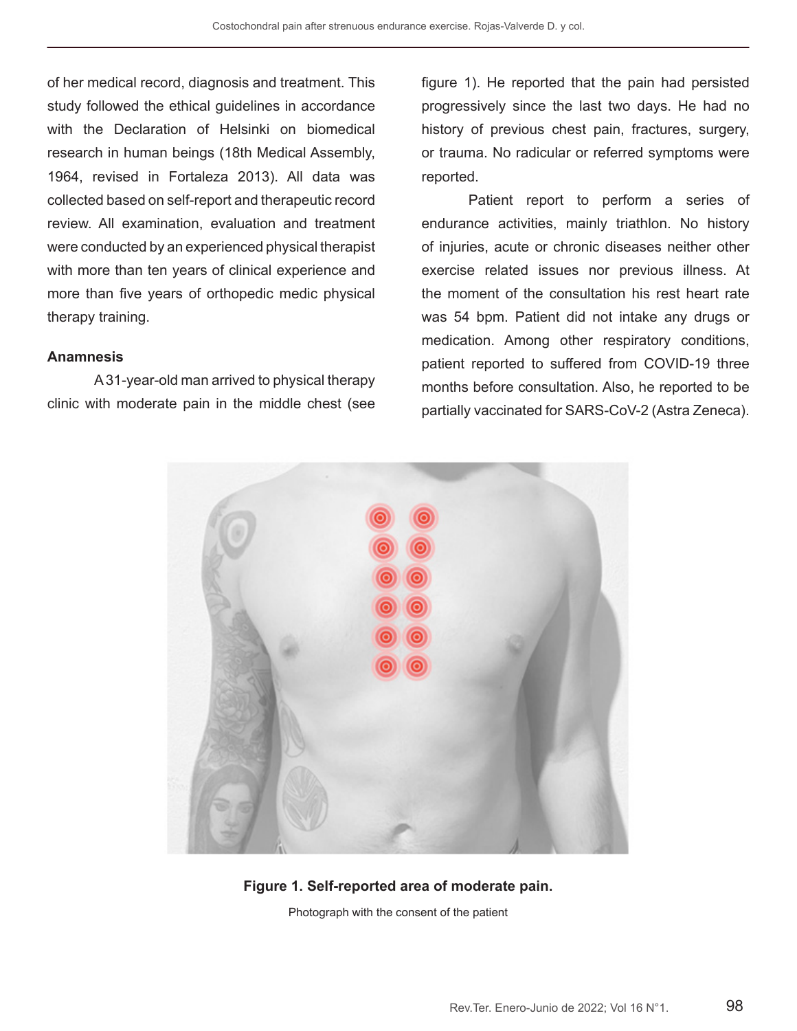of her medical record, diagnosis and treatment. This study followed the ethical guidelines in accordance with the Declaration of Helsinki on biomedical research in human beings (18th Medical Assembly, 1964, revised in Fortaleza 2013). All data was collected based on self-report and therapeutic record review. All examination, evaluation and treatment were conducted by an experienced physical therapist with more than ten years of clinical experience and more than five years of orthopedic medic physical therapy training.

### Anamnesis

A 31-year-old man arrived to physical therapy clinic with moderate pain in the middle chest (see figure 1). He reported that the pain had persisted progressively since the last two days. He had no history of previous chest pain, fractures, surgery, or trauma. No radicular or referred symptoms were reported.

Patient report to perform a series of endurance activities, mainly triathlon. No history of injuries, acute or chronic diseases neither other exercise related issues nor previous illness. At the moment of the consultation his rest heart rate was 54 bpm. Patient did not intake any drugs or medication. Among other respiratory conditions, patient reported to suffered from COVID-19 three months before consultation. Also, he reported to be partially vaccinated for SARS-CoV-2 (Astra Zeneca).

**Figure 1. Self-reported area of moderate pain.**

Photograph with the consent of the patient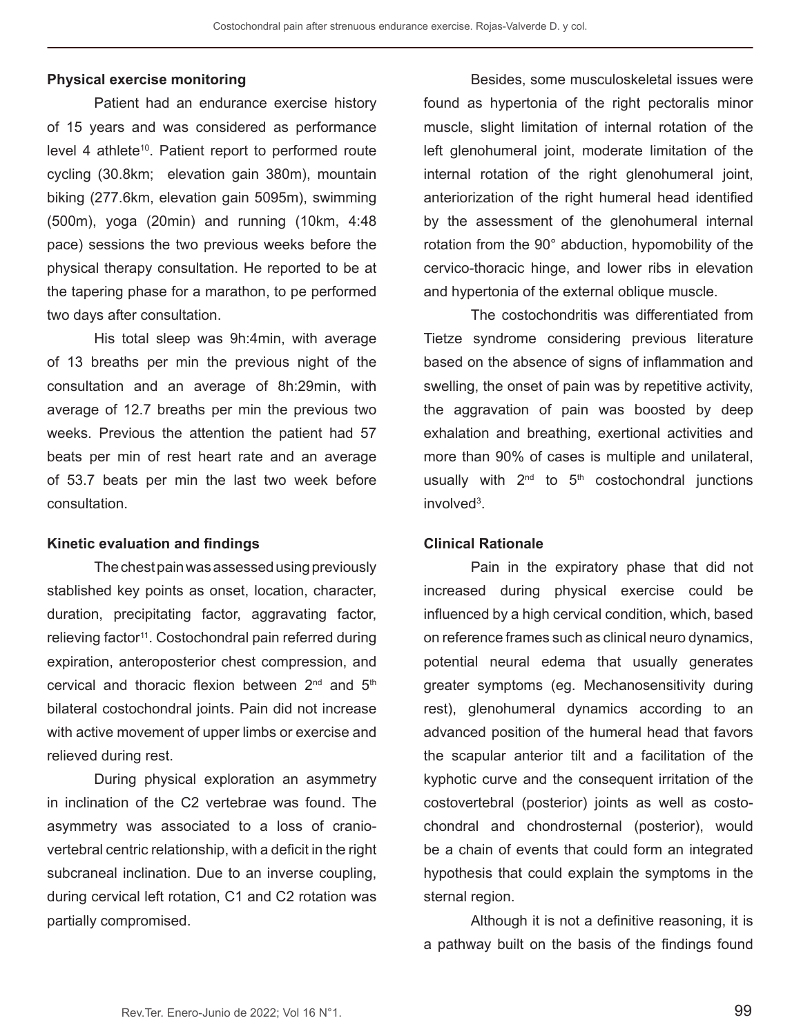### Physical exercise monitoring

Patient had an endurance exercise history of 15 years and was considered as performance level 4 athlete[10]. Patient report to performed route cycling (30.8km; elevation gain 380m), mountain biking (277.6km, elevation gain 5095m), swimming (500m), yoga (20min) and running (10km, 4:48 pace) sessions the two previous weeks before the physical therapy consultation. He reported to be at the tapering phase for a marathon, to pe performed two days after consultation.

His total sleep was 9h:4min, with average of 13 breaths per min the previous night of the consultation and an average of 8h:29min, with average of 12.7 breaths per min the previous two weeks. Previous the attention the patient had 57 beats per min of rest heart rate and an average of 53.7 beats per min the last two week before consultation.

### Kinetic evaluation and findings

The chest pain was assessed using previously stablished key points as onset, location, character, duration, precipitating factor, aggravating factor, relieving factor[11]. Costochondral pain referred during expiration, anteroposterior chest compression, and cervical and thoracic flexion between 2nd and 5th bilateral costochondral joints. Pain did not increase with active movement of upper limbs or exercise and relieved during rest.

During physical exploration an asymmetry in inclination of the C2 vertebrae was found. The asymmetry was associated to a loss of cranio-vertebral centric relationship, with a deficit in the right subcraneal inclination. Due to an inverse coupling, during cervical left rotation, C1 and C2 rotation was partially compromised.

Besides, some musculoskeletal issues were found as hypertonia of the right pectoralis minor muscle, slight limitation of internal rotation of the left glenohumeral joint, moderate limitation of the internal rotation of the right glenohumeral joint, anteriorization of the right humeral head identified by the assessment of the glenohumeral internal rotation from the 90° abduction, hypomobility of the cervico-thoracic hinge, and lower ribs in elevation and hypertonia of the external oblique muscle.

The costochondritis was differentiated from Tietze syndrome considering previous literature based on the absence of signs of inflammation and swelling, the onset of pain was by repetitive activity, the aggravation of pain was boosted by deep exhalation and breathing, exertional activities and more than 90% of cases is multiple and unilateral, usually with 2nd to 5th costochondral junctions involved[3].

### Clinical Rationale

Pain in the expiratory phase that did not increased during physical exercise could be influenced by a high cervical condition, which, based on reference frames such as clinical neuro dynamics, potential neural edema that usually generates greater symptoms (eg. Mechanosensitivity during rest), glenohumeral dynamics according to an advanced position of the humeral head that favors the scapular anterior tilt and a facilitation of the kyphotic curve and the consequent irritation of the costovertebral (posterior) joints as well as costo-chondral and chondrosternal (posterior), would be a chain of events that could form an integrated hypothesis that could explain the symptoms in the sternal region.

Although it is not a definitive reasoning, it is a pathway built on the basis of the findings found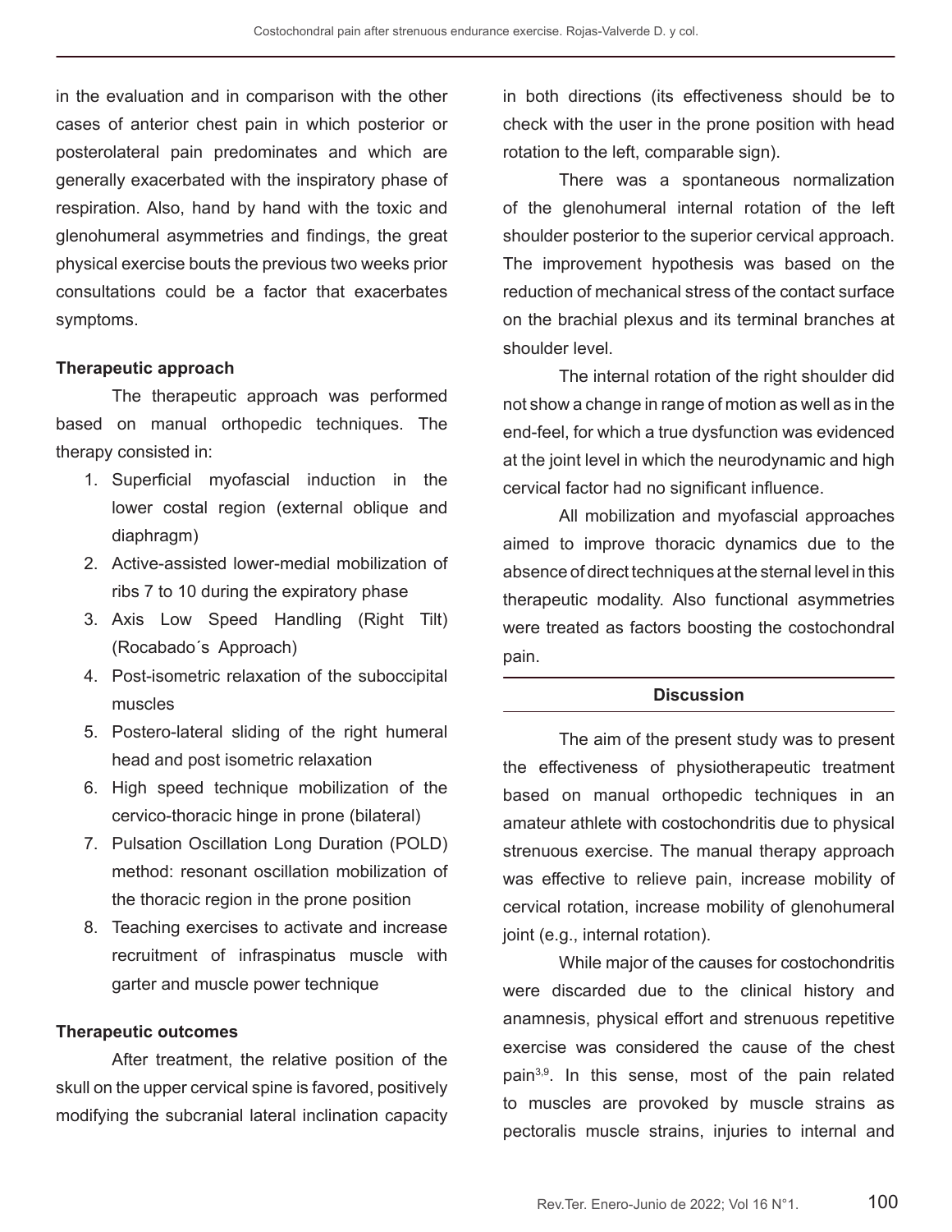in the evaluation and in comparison with the other cases of anterior chest pain in which posterior or posterolateral pain predominates and which are generally exacerbated with the inspiratory phase of respiration. Also, hand by hand with the toxic and glenohumeral asymmetries and findings, the great physical exercise bouts the previous two weeks prior consultations could be a factor that exacerbates symptoms.

**Therapeutic approach**

The therapeutic approach was performed based on manual orthopedic techniques. The therapy consisted in:

1. Superficial myofascial induction in the lower costal region (external oblique and diaphragm)
2. Active-assisted lower-medial mobilization of ribs 7 to 10 during the expiratory phase
3. Axis Low Speed Handling (Right Tilt) (Rocabado´s Approach)
4. Post-isometric relaxation of the suboccipital muscles
5. Postero-lateral sliding of the right humeral head and post isometric relaxation
6. High speed technique mobilization of the cervico-thoracic hinge in prone (bilateral)
7. Pulsation Oscillation Long Duration (POLD) method: resonant oscillation mobilization of the thoracic region in the prone position
8. Teaching exercises to activate and increase recruitment of infraspinatus muscle with garter and muscle power technique

**Therapeutic outcomes**

After treatment, the relative position of the skull on the upper cervical spine is favored, positively modifying the subcranial lateral inclination capacity in both directions (its effectiveness should be to check with the user in the prone position with head rotation to the left, comparable sign).

There was a spontaneous normalization of the glenohumeral internal rotation of the left shoulder posterior to the superior cervical approach. The improvement hypothesis was based on the reduction of mechanical stress of the contact surface on the brachial plexus and its terminal branches at shoulder level.

The internal rotation of the right shoulder did not show a change in range of motion as well as in the end-feel, for which a true dysfunction was evidenced at the joint level in which the neurodynamic and high cervical factor had no significant influence.

All mobilization and myofascial approaches aimed to improve thoracic dynamics due to the absence of direct techniques at the sternal level in this therapeutic modality. Also functional asymmetries were treated as factors boosting the costochondral pain.

## Discussion

The aim of the present study was to present the effectiveness of physiotherapeutic treatment based on manual orthopedic techniques in an amateur athlete with costochondritis due to physical strenuous exercise. The manual therapy approach was effective to relieve pain, increase mobility of cervical rotation, increase mobility of glenohumeral joint (e.g., internal rotation).

While major of the causes for costochondritis were discarded due to the clinical history and anamnesis, physical effort and strenuous repetitive exercise was considered the cause of the chest pain[3,9]. In this sense, most of the pain related to muscles are provoked by muscle strains as pectoralis muscle strains, injuries to internal and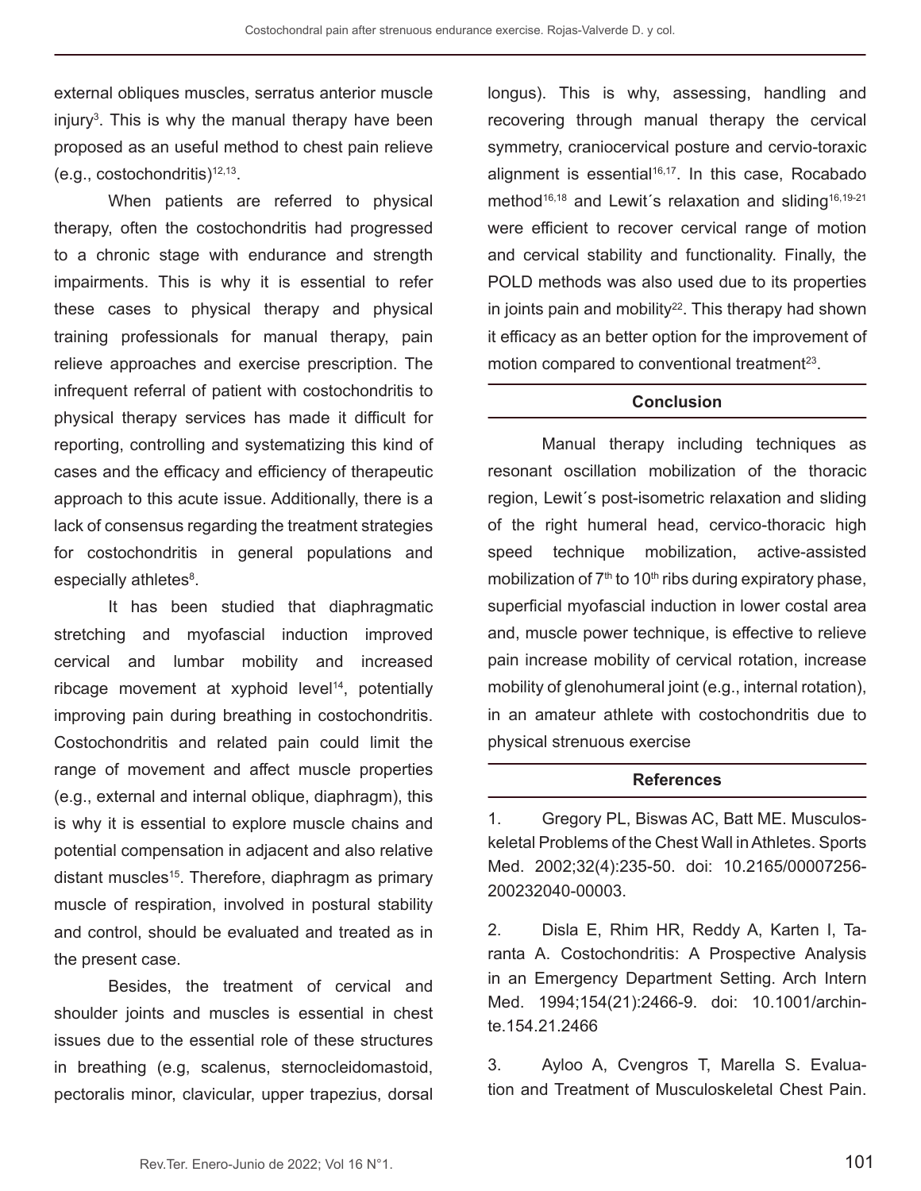external obliques muscles, serratus anterior muscle injury[3]. This is why the manual therapy have been proposed as an useful method to chest pain relieve (e.g., costochondritis)[12,13].

When patients are referred to physical therapy, often the costochondritis had progressed to a chronic stage with endurance and strength impairments. This is why it is essential to refer these cases to physical therapy and physical training professionals for manual therapy, pain relieve approaches and exercise prescription. The infrequent referral of patient with costochondritis to physical therapy services has made it difficult for reporting, controlling and systematizing this kind of cases and the efficacy and efficiency of therapeutic approach to this acute issue. Additionally, there is a lack of consensus regarding the treatment strategies for costochondritis in general populations and especially athletes[8].

It has been studied that diaphragmatic stretching and myofascial induction improved cervical and lumbar mobility and increased ribcage movement at xyphoid level[14], potentially improving pain during breathing in costochondritis. Costochondritis and related pain could limit the range of movement and affect muscle properties (e.g., external and internal oblique, diaphragm), this is why it is essential to explore muscle chains and potential compensation in adjacent and also relative distant muscles[15]. Therefore, diaphragm as primary muscle of respiration, involved in postural stability and control, should be evaluated and treated as in the present case.

Besides, the treatment of cervical and shoulder joints and muscles is essential in chest issues due to the essential role of these structures in breathing (e.g, scalenus, sternocleidomastoid, pectoralis minor, clavicular, upper trapezius, dorsal longus). This is why, assessing, handling and recovering through manual therapy the cervical symmetry, craniocervical posture and cervio-toraxic alignment is essential[16,17]. In this case, Rocabado method[16,18] and Lewit´s relaxation and sliding[16,19-21] were efficient to recover cervical range of motion and cervical stability and functionality. Finally, the POLD methods was also used due to its properties in joints pain and mobility[22]. This therapy had shown it efficacy as an better option for the improvement of motion compared to conventional treatment[23].

## Conclusion

Manual therapy including techniques as resonant oscillation mobilization of the thoracic region, Lewit´s post-isometric relaxation and sliding of the right humeral head, cervico-thoracic high speed technique mobilization, active-assisted mobilization of 7[th] to 10[th] ribs during expiratory phase, superficial myofascial induction in lower costal area and, muscle power technique, is effective to relieve pain increase mobility of cervical rotation, increase mobility of glenohumeral joint (e.g., internal rotation), in an amateur athlete with costochondritis due to physical strenuous exercise

## References

1. Gregory PL, Biswas AC, Batt ME. Musculoskeletal Problems of the Chest Wall in Athletes. Sports Med. 2002;32(4):235-50. doi: 10.2165/00007256-200232040-00003.

2. Disla E, Rhim HR, Reddy A, Karten I, Taranta A. Costochondritis: A Prospective Analysis in an Emergency Department Setting. Arch Intern Med. 1994;154(21):2466-9. doi: 10.1001/archinte.154.21.2466

3. Ayloo A, Cvengros T, Marella S. Evaluation and Treatment of Musculoskeletal Chest Pain.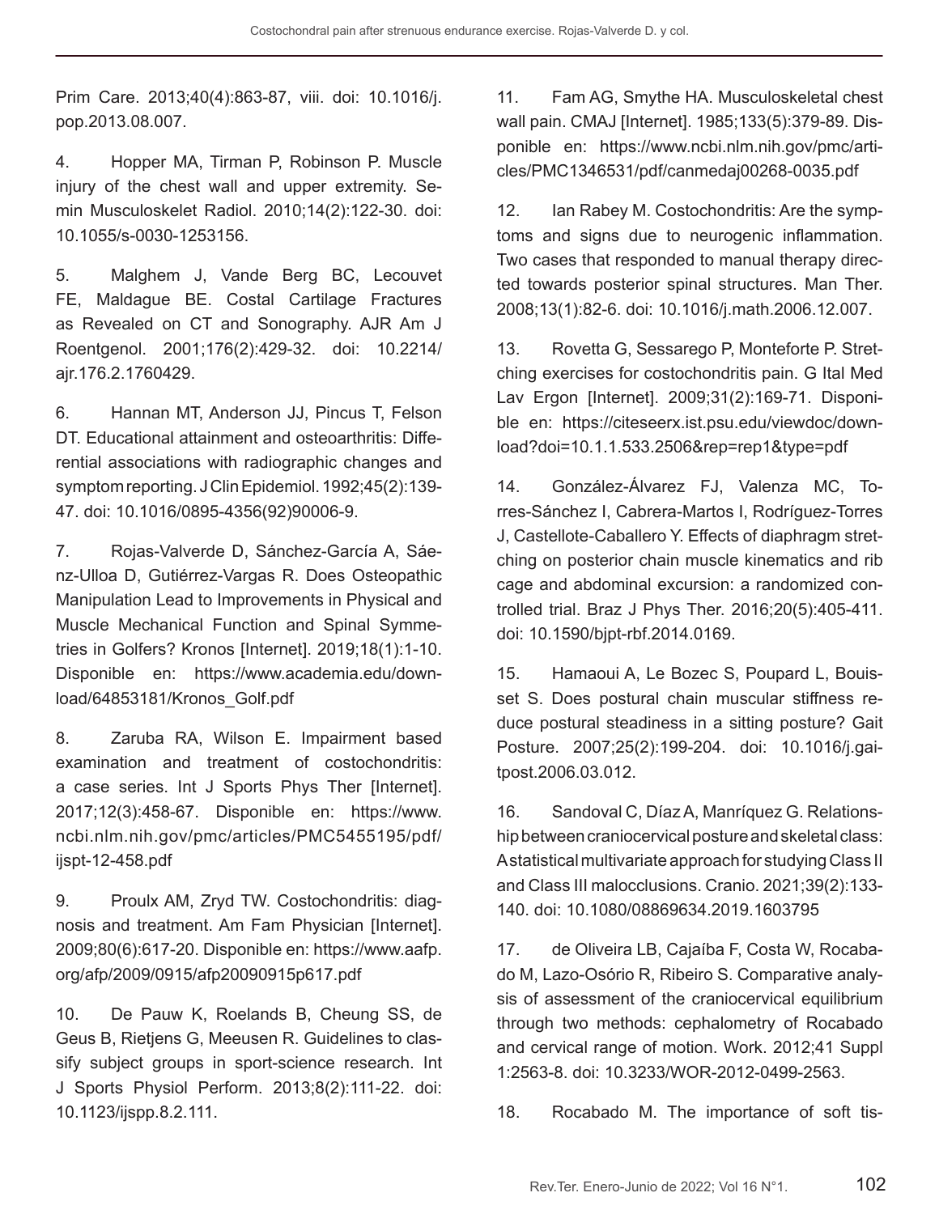Prim Care. 2013;40(4):863-87, viii. doi: 10.1016/j.pop.2013.08.007.

4. Hopper MA, Tirman P, Robinson P. Muscle injury of the chest wall and upper extremity. Semin Musculoskelet Radiol. 2010;14(2):122-30. doi: 10.1055/s-0030-1253156.

5. Malghem J, Vande Berg BC, Lecouvet FE, Maldague BE. Costal Cartilage Fractures as Revealed on CT and Sonography. AJR Am J Roentgenol. 2001;176(2):429-32. doi: 10.2214/ajr.176.2.1760429.

6. Hannan MT, Anderson JJ, Pincus T, Felson DT. Educational attainment and osteoarthritis: Differential associations with radiographic changes and symptom reporting. J Clin Epidemiol. 1992;45(2):139-47. doi: 10.1016/0895-4356(92)90006-9.

7. Rojas-Valverde D, Sánchez-García A, Sáenz-Ulloa D, Gutiérrez-Vargas R. Does Osteopathic Manipulation Lead to Improvements in Physical and Muscle Mechanical Function and Spinal Symmetries in Golfers? Kronos [Internet]. 2019;18(1):1-10. Disponible en: https://www.academia.edu/download/64853181/Kronos_Golf.pdf

8. Zaruba RA, Wilson E. Impairment based examination and treatment of costochondritis: a case series. Int J Sports Phys Ther [Internet]. 2017;12(3):458-67. Disponible en: https://www.ncbi.nlm.nih.gov/pmc/articles/PMC5455195/pdf/ijspt-12-458.pdf

9. Proulx AM, Zryd TW. Costochondritis: diagnosis and treatment. Am Fam Physician [Internet]. 2009;80(6):617-20. Disponible en: https://www.aafp.org/afp/2009/0915/afp20090915p617.pdf

10. De Pauw K, Roelands B, Cheung SS, de Geus B, Rietjens G, Meeusen R. Guidelines to classify subject groups in sport-science research. Int J Sports Physiol Perform. 2013;8(2):111-22. doi: 10.1123/ijspp.8.2.111.

11. Fam AG, Smythe HA. Musculoskeletal chest wall pain. CMAJ [Internet]. 1985;133(5):379-89. Disponible en: https://www.ncbi.nlm.nih.gov/pmc/articles/PMC1346531/pdf/canmedaj00268-0035.pdf

12. Ian Rabey M. Costochondritis: Are the symptoms and signs due to neurogenic inflammation. Two cases that responded to manual therapy directed towards posterior spinal structures. Man Ther. 2008;13(1):82-6. doi: 10.1016/j.math.2006.12.007.

13. Rovetta G, Sessarego P, Monteforte P. Stretching exercises for costochondritis pain. G Ital Med Lav Ergon [Internet]. 2009;31(2):169-71. Disponible en: https://citeseerx.ist.psu.edu/viewdoc/download?doi=10.1.1.533.2506&rep=rep1&type=pdf

14. González-Álvarez FJ, Valenza MC, Torres-Sánchez I, Cabrera-Martos I, Rodríguez-Torres J, Castellote-Caballero Y. Effects of diaphragm stretching on posterior chain muscle kinematics and rib cage and abdominal excursion: a randomized controlled trial. Braz J Phys Ther. 2016;20(5):405-411. doi: 10.1590/bjpt-rbf.2014.0169.

15. Hamaoui A, Le Bozec S, Poupard L, Bouisset S. Does postural chain muscular stiffness reduce postural steadiness in a sitting posture? Gait Posture. 2007;25(2):199-204. doi: 10.1016/j.gaitpost.2006.03.012.

16. Sandoval C, Díaz A, Manríquez G. Relationship between craniocervical posture and skeletal class: A statistical multivariate approach for studying Class II and Class III malocclusions. Cranio. 2021;39(2):133-140. doi: 10.1080/08869634.2019.1603795

17. de Oliveira LB, Cajaíba F, Costa W, Rocabado M, Lazo-Osório R, Ribeiro S. Comparative analysis of assessment of the craniocervical equilibrium through two methods: cephalometry of Rocabado and cervical range of motion. Work. 2012;41 Suppl 1:2563-8. doi: 10.3233/WOR-2012-0499-2563.

18. Rocabado M. The importance of soft tis-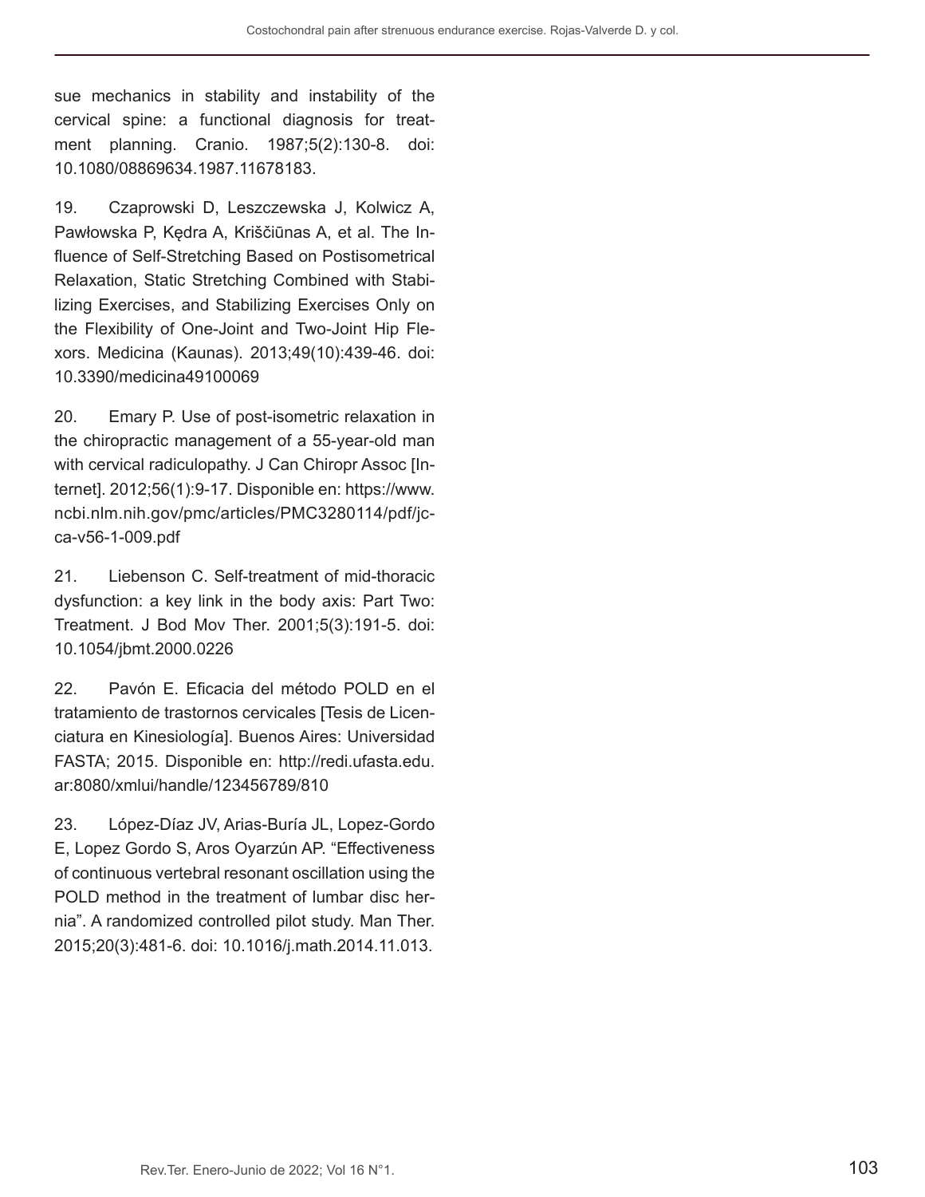sue mechanics in stability and instability of the cervical spine: a functional diagnosis for treatment planning. Cranio. 1987;5(2):130-8. doi: 10.1080/08869634.1987.11678183.

19. Czaprowski D, Leszczewska J, Kolwicz A, Pawłowska P, Kędra A, Kriščiūnas A, et al. The Influence of Self-Stretching Based on Postisometrical Relaxation, Static Stretching Combined with Stabilizing Exercises, and Stabilizing Exercises Only on the Flexibility of One-Joint and Two-Joint Hip Flexors. Medicina (Kaunas). 2013;49(10):439-46. doi: 10.3390/medicina49100069

20. Emary P. Use of post-isometric relaxation in the chiropractic management of a 55-year-old man with cervical radiculopathy. J Can Chiropr Assoc [Internet]. 2012;56(1):9-17. Disponible en: https://www.ncbi.nlm.nih.gov/pmc/articles/PMC3280114/pdf/jcca-v56-1-009.pdf

21. Liebenson C. Self-treatment of mid-thoracic dysfunction: a key link in the body axis: Part Two: Treatment. J Bod Mov Ther. 2001;5(3):191-5. doi: 10.1054/jbmt.2000.0226

22. Pavón E. Eficacia del método POLD en el tratamiento de trastornos cervicales [Tesis de Licenciatura en Kinesiología]. Buenos Aires: Universidad FASTA; 2015. Disponible en: http://redi.ufasta.edu.ar:8080/xmlui/handle/123456789/810

23. López-Díaz JV, Arias-Buría JL, Lopez-Gordo E, Lopez Gordo S, Aros Oyarzún AP. “Effectiveness of continuous vertebral resonant oscillation using the POLD method in the treatment of lumbar disc hernia”. A randomized controlled pilot study. Man Ther. 2015;20(3):481-6. doi: 10.1016/j.math.2014.11.013.